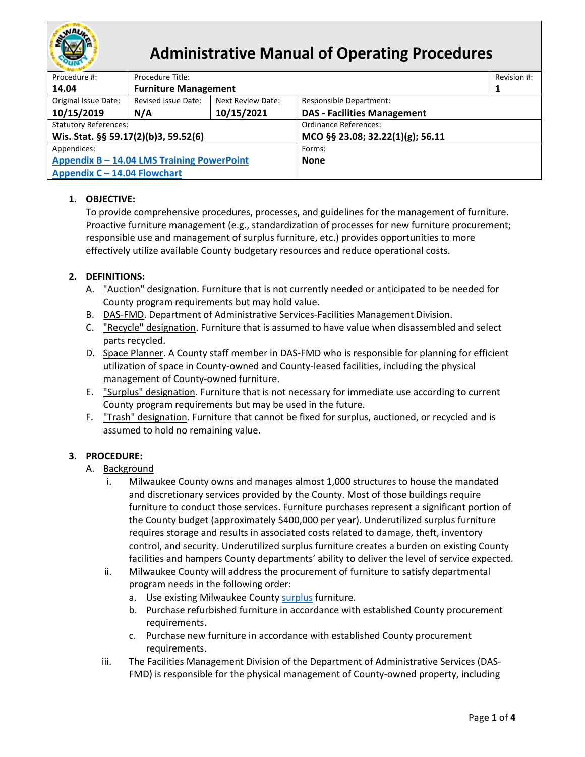# Administrative Manual of Operating Procedures

| Procedure #: | Procedure Title: | | | Revision #: |
|---|---|---|---|---|
| **14.04** | **Furniture Management** | | | **1** |
| Original Issue Date: **10/15/2019** | Revised Issue Date: **N/A** | Next Review Date: **10/15/2021** | Responsible Department: **DAS - Facilities Management** | |
| Statutory References: **Wis. Stat. §§ 59.17(2)(b)3, 59.52(6)** | | | Ordinance References: **MCO §§ 23.08; 32.22(1)(g); 56.11** | |
| Appendices: **Appendix B – 14.04 LMS Training PowerPoint**, **Appendix C – 14.04 Flowchart** | | | Forms: **None** | |

1. **OBJECTIVE:**
   To provide comprehensive procedures, processes, and guidelines for the management of furniture. Proactive furniture management (e.g., standardization of processes for new furniture procurement; responsible use and management of surplus furniture, etc.) provides opportunities to more effectively utilize available County budgetary resources and reduce operational costs.

2. **DEFINITIONS:**
   A. "Auction" designation. Furniture that is not currently needed or anticipated to be needed for County program requirements but may hold value.
   B. DAS-FMD. Department of Administrative Services-Facilities Management Division.
   C. "Recycle" designation. Furniture that is assumed to have value when disassembled and select parts recycled.
   D. Space Planner. A County staff member in DAS-FMD who is responsible for planning for efficient utilization of space in County-owned and County-leased facilities, including the physical management of County-owned furniture.
   E. "Surplus" designation. Furniture that is not necessary for immediate use according to current County program requirements but may be used in the future.
   F. "Trash" designation. Furniture that cannot be fixed for surplus, auctioned, or recycled and is assumed to hold no remaining value.

3. **PROCEDURE:**
   A. Background
      i. Milwaukee County owns and manages almost 1,000 structures to house the mandated and discretionary services provided by the County. Most of those buildings require furniture to conduct those services. Furniture purchases represent a significant portion of the County budget (approximately $400,000 per year). Underutilized surplus furniture requires storage and results in associated costs related to damage, theft, inventory control, and security. Underutilized surplus furniture creates a burden on existing County facilities and hampers County departments' ability to deliver the level of service expected.
      ii. Milwaukee County will address the procurement of furniture to satisfy departmental program needs in the following order:
         a. Use existing Milwaukee County surplus furniture.
         b. Purchase refurbished furniture in accordance with established County procurement requirements.
         c. Purchase new furniture in accordance with established County procurement requirements.
      iii. The Facilities Management Division of the Department of Administrative Services (DAS-FMD) is responsible for the physical management of County-owned property, including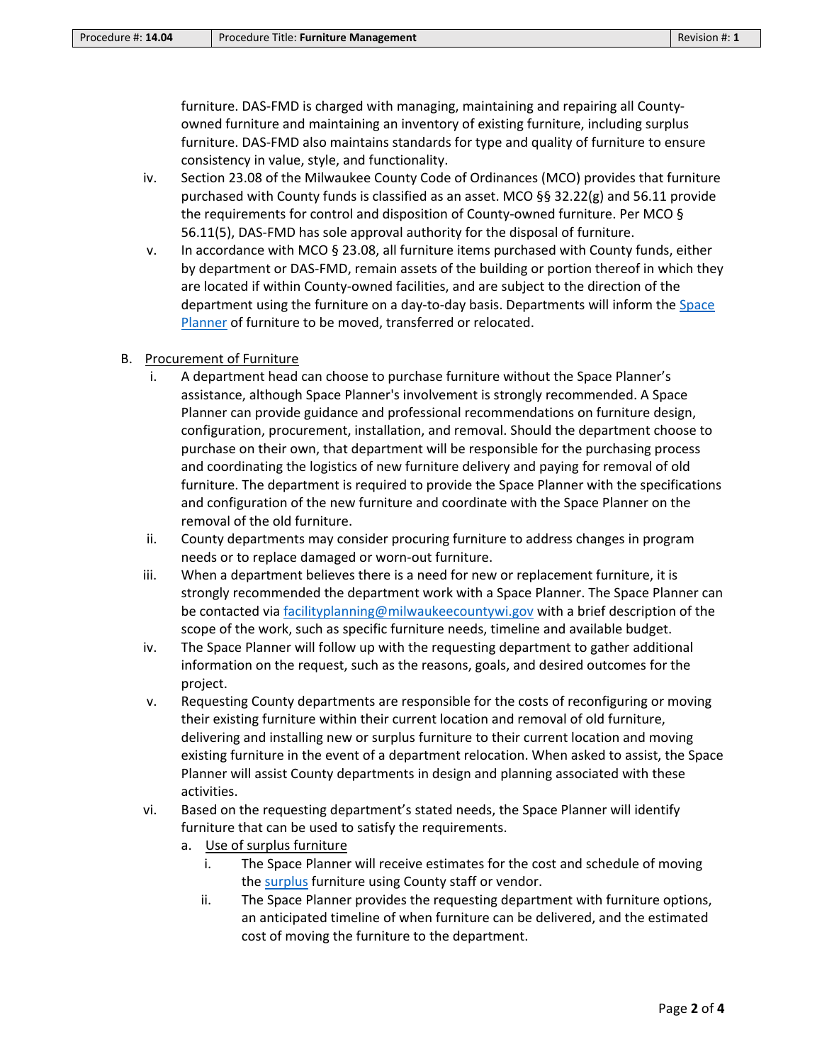furniture. DAS-FMD is charged with managing, maintaining and repairing all County-owned furniture and maintaining an inventory of existing furniture, including surplus furniture. DAS-FMD also maintains standards for type and quality of furniture to ensure consistency in value, style, and functionality.

iv. Section 23.08 of the Milwaukee County Code of Ordinances (MCO) provides that furniture purchased with County funds is classified as an asset. MCO §§ 32.22(g) and 56.11 provide the requirements for control and disposition of County-owned furniture. Per MCO § 56.11(5), DAS-FMD has sole approval authority for the disposal of furniture.

v. In accordance with MCO § 23.08, all furniture items purchased with County funds, either by department or DAS-FMD, remain assets of the building or portion thereof in which they are located if within County-owned facilities, and are subject to the direction of the department using the furniture on a day-to-day basis. Departments will inform the Space Planner of furniture to be moved, transferred or relocated.

B. Procurement of Furniture

i. A department head can choose to purchase furniture without the Space Planner's assistance, although Space Planner's involvement is strongly recommended. A Space Planner can provide guidance and professional recommendations on furniture design, configuration, procurement, installation, and removal. Should the department choose to purchase on their own, that department will be responsible for the purchasing process and coordinating the logistics of new furniture delivery and paying for removal of old furniture. The department is required to provide the Space Planner with the specifications and configuration of the new furniture and coordinate with the Space Planner on the removal of the old furniture.

ii. County departments may consider procuring furniture to address changes in program needs or to replace damaged or worn-out furniture.

iii. When a department believes there is a need for new or replacement furniture, it is strongly recommended the department work with a Space Planner. The Space Planner can be contacted via facilityplanning@milwaukeecountywi.gov with a brief description of the scope of the work, such as specific furniture needs, timeline and available budget.

iv. The Space Planner will follow up with the requesting department to gather additional information on the request, such as the reasons, goals, and desired outcomes for the project.

v. Requesting County departments are responsible for the costs of reconfiguring or moving their existing furniture within their current location and removal of old furniture, delivering and installing new or surplus furniture to their current location and moving existing furniture in the event of a department relocation. When asked to assist, the Space Planner will assist County departments in design and planning associated with these activities.

vi. Based on the requesting department's stated needs, the Space Planner will identify furniture that can be used to satisfy the requirements.

a. Use of surplus furniture

i. The Space Planner will receive estimates for the cost and schedule of moving the surplus furniture using County staff or vendor.

ii. The Space Planner provides the requesting department with furniture options, an anticipated timeline of when furniture can be delivered, and the estimated cost of moving the furniture to the department.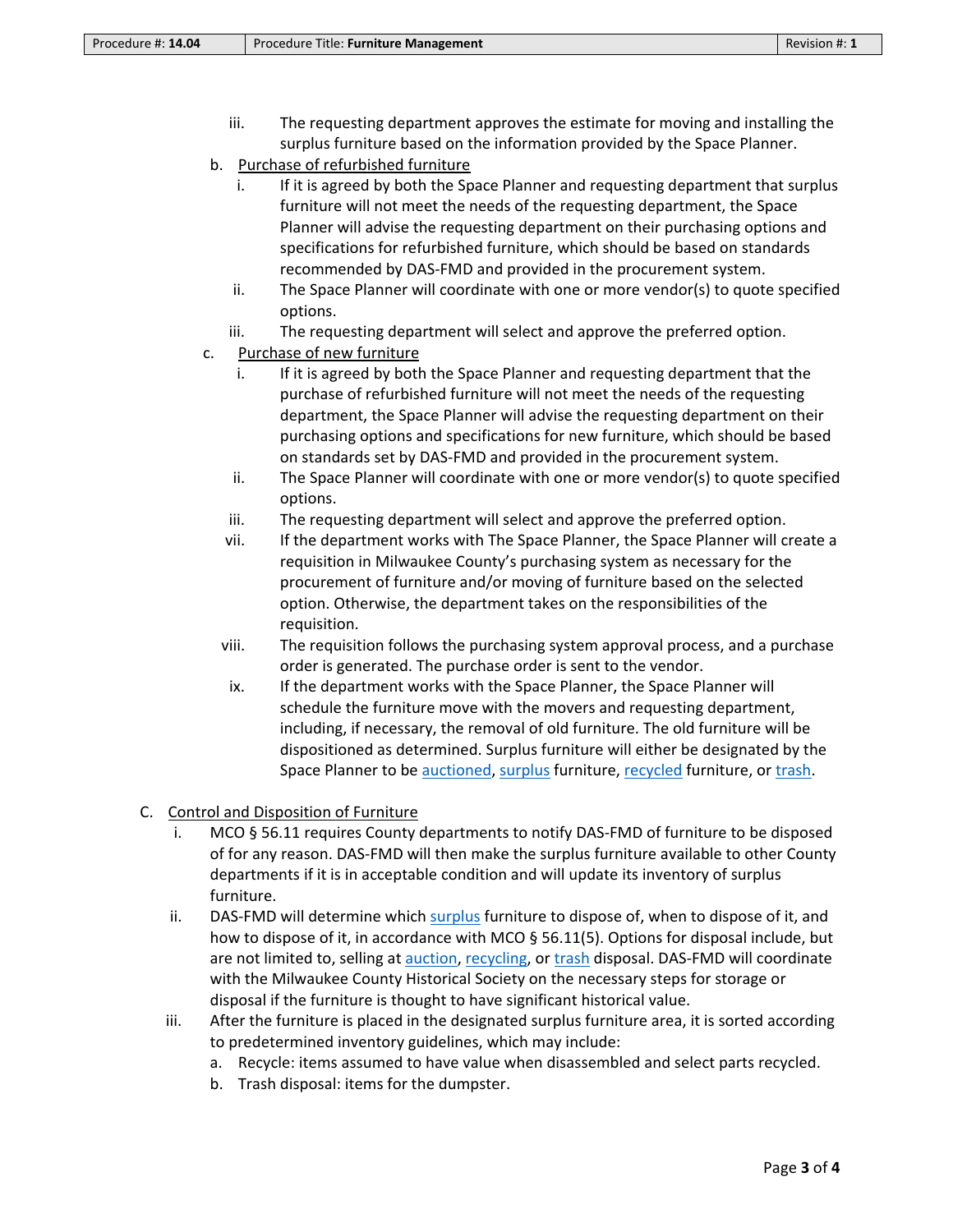iii. The requesting department approves the estimate for moving and installing the surplus furniture based on the information provided by the Space Planner.

b. Purchase of refurbished furniture

   i. If it is agreed by both the Space Planner and requesting department that surplus furniture will not meet the needs of the requesting department, the Space Planner will advise the requesting department on their purchasing options and specifications for refurbished furniture, which should be based on standards recommended by DAS-FMD and provided in the procurement system.

   ii. The Space Planner will coordinate with one or more vendor(s) to quote specified options.

   iii. The requesting department will select and approve the preferred option.

c. Purchase of new furniture

   i. If it is agreed by both the Space Planner and requesting department that the purchase of refurbished furniture will not meet the needs of the requesting department, the Space Planner will advise the requesting department on their purchasing options and specifications for new furniture, which should be based on standards set by DAS-FMD and provided in the procurement system.

   ii. The Space Planner will coordinate with one or more vendor(s) to quote specified options.

   iii. The requesting department will select and approve the preferred option.

   vii. If the department works with The Space Planner, the Space Planner will create a requisition in Milwaukee County's purchasing system as necessary for the procurement of furniture and/or moving of furniture based on the selected option. Otherwise, the department takes on the responsibilities of the requisition.

   viii. The requisition follows the purchasing system approval process, and a purchase order is generated. The purchase order is sent to the vendor.

   ix. If the department works with the Space Planner, the Space Planner will schedule the furniture move with the movers and requesting department, including, if necessary, the removal of old furniture. The old furniture will be dispositioned as determined. Surplus furniture will either be designated by the Space Planner to be auctioned, surplus furniture, recycled furniture, or trash.

C. Control and Disposition of Furniture

   i. MCO § 56.11 requires County departments to notify DAS-FMD of furniture to be disposed of for any reason. DAS-FMD will then make the surplus furniture available to other County departments if it is in acceptable condition and will update its inventory of surplus furniture.

   ii. DAS-FMD will determine which surplus furniture to dispose of, when to dispose of it, and how to dispose of it, in accordance with MCO § 56.11(5). Options for disposal include, but are not limited to, selling at auction, recycling, or trash disposal. DAS-FMD will coordinate with the Milwaukee County Historical Society on the necessary steps for storage or disposal if the furniture is thought to have significant historical value.

   iii. After the furniture is placed in the designated surplus furniture area, it is sorted according to predetermined inventory guidelines, which may include:

      a. Recycle: items assumed to have value when disassembled and select parts recycled.

      b. Trash disposal: items for the dumpster.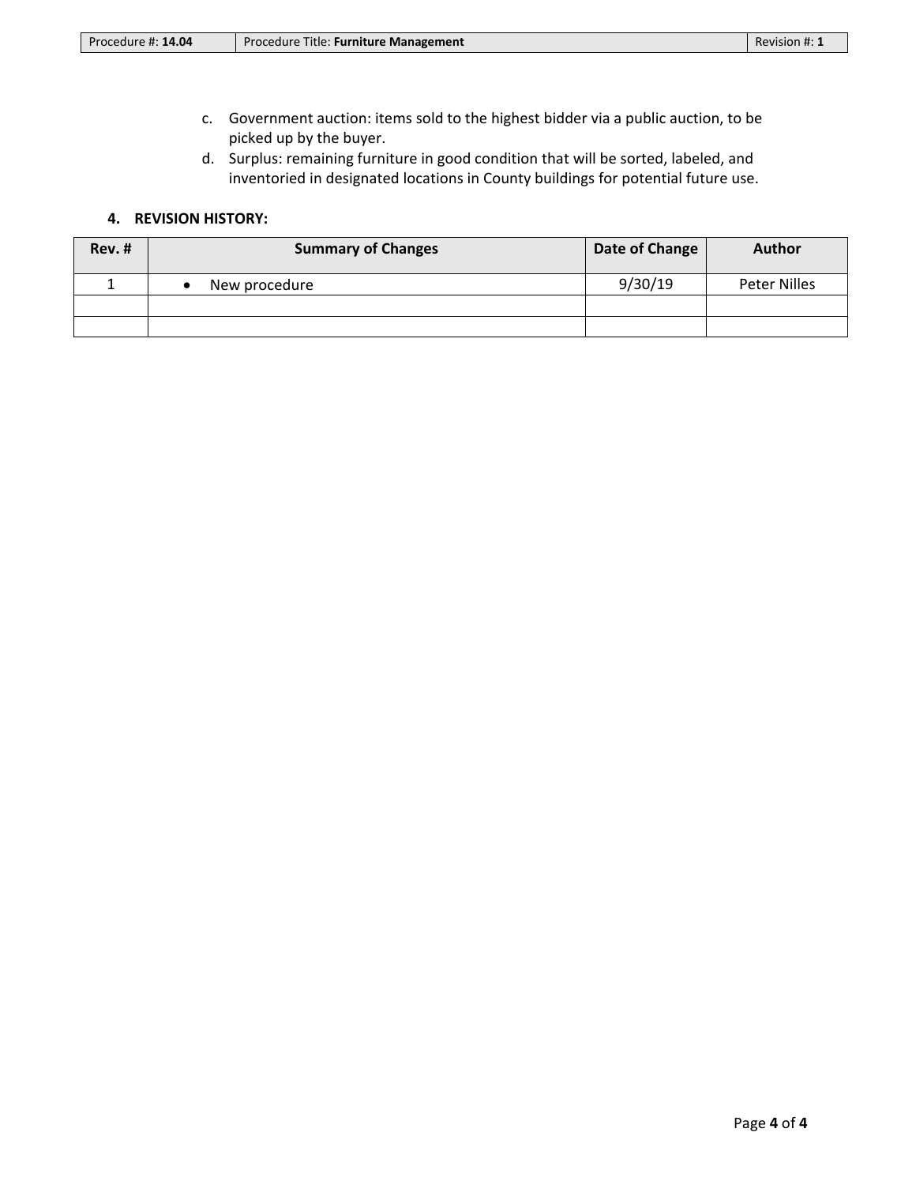c. Government auction: items sold to the highest bidder via a public auction, to be picked up by the buyer.
d. Surplus: remaining furniture in good condition that will be sorted, labeled, and inventoried in designated locations in County buildings for potential future use.

### 4. REVISION HISTORY:

| Rev. # | Summary of Changes | Date of Change | Author |
|---|---|---|---|
| 1 | • New procedure | 9/30/19 | Peter Nilles |
| | | | |
| | | | |